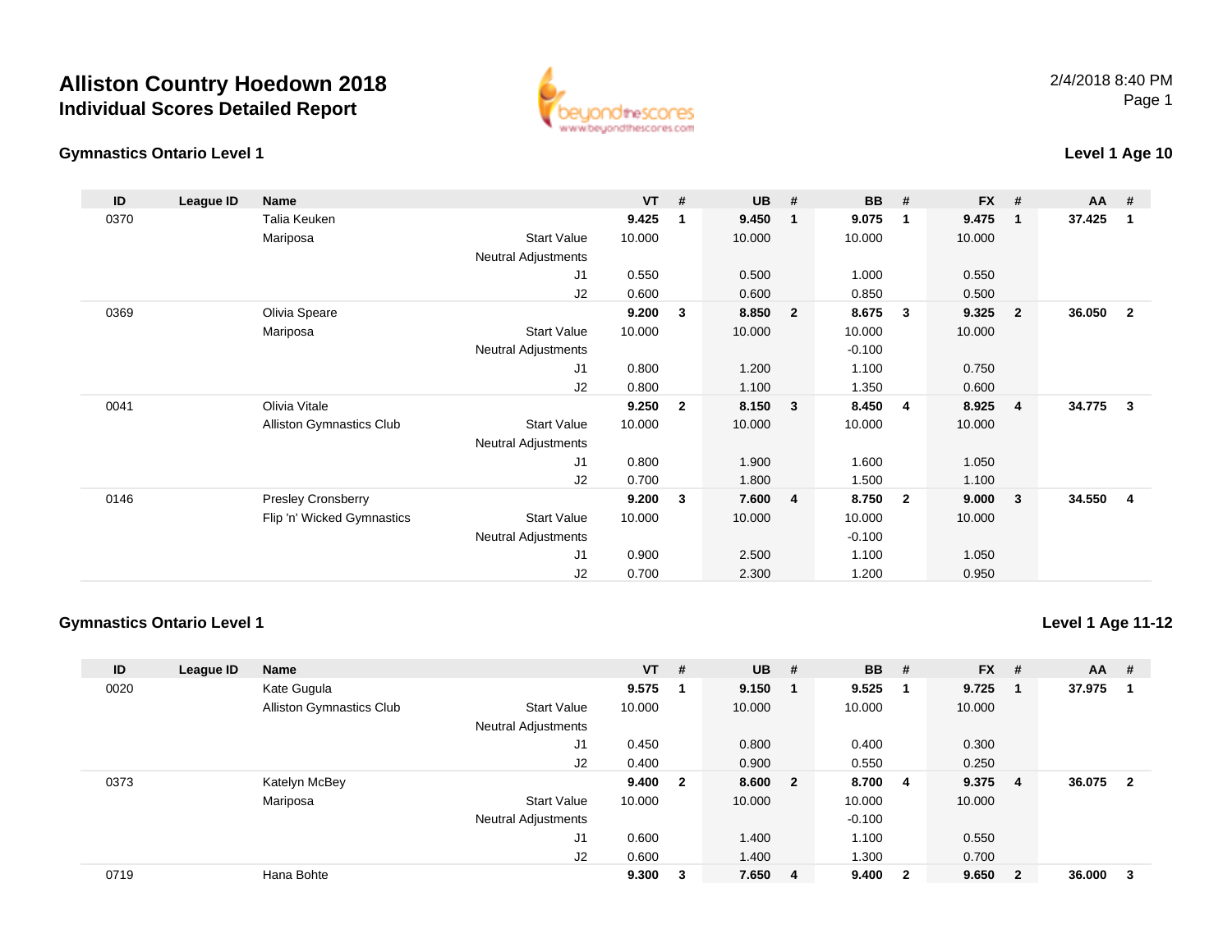# Alliston Country Hoedown 2018

## Individual Scores Detailed Report

2/4/2018 8:40 PM

### Gymnastics Ontario Level 1

**Level 1 Age 10**

| ID | League ID | Name | | VT | # | UB | # | BB | # | FX | # | AA | # |
|---|---|---|---|---|---|---|---|---|---|---|---|---|---|
| 0370 | | Talia Keuken | | **9.425** | **1** | **9.450** | **1** | **9.075** | **1** | **9.475** | **1** | **37.425** | **1** |
| | | Mariposa | Start Value | 10.000 | | 10.000 | | 10.000 | | 10.000 | | | |
| | | | Neutral Adjustments | | | | | | | | | | |
| | | | J1 | 0.550 | | 0.500 | | 1.000 | | 0.550 | | | |
| | | | J2 | 0.600 | | 0.600 | | 0.850 | | 0.500 | | | |
| 0369 | | Olivia Speare | | **9.200** | **3** | **8.850** | **2** | **8.675** | **3** | **9.325** | **2** | **36.050** | **2** |
| | | Mariposa | Start Value | 10.000 | | 10.000 | | 10.000 | | 10.000 | | | |
| | | | Neutral Adjustments | | | | | -0.100 | | | | | |
| | | | J1 | 0.800 | | 1.200 | | 1.100 | | 0.750 | | | |
| | | | J2 | 0.800 | | 1.100 | | 1.350 | | 0.600 | | | |
| 0041 | | Olivia Vitale | | **9.250** | **2** | **8.150** | **3** | **8.450** | **4** | **8.925** | **4** | **34.775** | **3** |
| | | Alliston Gymnastics Club | Start Value | 10.000 | | 10.000 | | 10.000 | | 10.000 | | | |
| | | | Neutral Adjustments | | | | | | | | | | |
| | | | J1 | 0.800 | | 1.900 | | 1.600 | | 1.050 | | | |
| | | | J2 | 0.700 | | 1.800 | | 1.500 | | 1.100 | | | |
| 0146 | | Presley Cronsberry | | **9.200** | **3** | **7.600** | **4** | **8.750** | **2** | **9.000** | **3** | **34.550** | **4** |
| | | Flip 'n' Wicked Gymnastics | Start Value | 10.000 | | 10.000 | | 10.000 | | 10.000 | | | |
| | | | Neutral Adjustments | | | | | -0.100 | | | | | |
| | | | J1 | 0.900 | | 2.500 | | 1.100 | | 1.050 | | | |
| | | | J2 | 0.700 | | 2.300 | | 1.200 | | 0.950 | | | |

### Gymnastics Ontario Level 1

**Level 1 Age 11-12**

| ID | League ID | Name | | VT | # | UB | # | BB | # | FX | # | AA | # |
|---|---|---|---|---|---|---|---|---|---|---|---|---|---|
| 0020 | | Kate Gugula | | **9.575** | **1** | **9.150** | **1** | **9.525** | **1** | **9.725** | **1** | **37.975** | **1** |
| | | Alliston Gymnastics Club | Start Value | 10.000 | | 10.000 | | 10.000 | | 10.000 | | | |
| | | | Neutral Adjustments | | | | | | | | | | |
| | | | J1 | 0.450 | | 0.800 | | 0.400 | | 0.300 | | | |
| | | | J2 | 0.400 | | 0.900 | | 0.550 | | 0.250 | | | |
| 0373 | | Katelyn McBey | | **9.400** | **2** | **8.600** | **2** | **8.700** | **4** | **9.375** | **4** | **36.075** | **2** |
| | | Mariposa | Start Value | 10.000 | | 10.000 | | 10.000 | | 10.000 | | | |
| | | | Neutral Adjustments | | | | | -0.100 | | | | | |
| | | | J1 | 0.600 | | 1.400 | | 1.100 | | 0.550 | | | |
| | | | J2 | 0.600 | | 1.400 | | 1.300 | | 0.700 | | | |
| 0719 | | Hana Bohte | | **9.300** | **3** | **7.650** | **4** | **9.400** | **2** | **9.650** | **2** | **36.000** | **3** |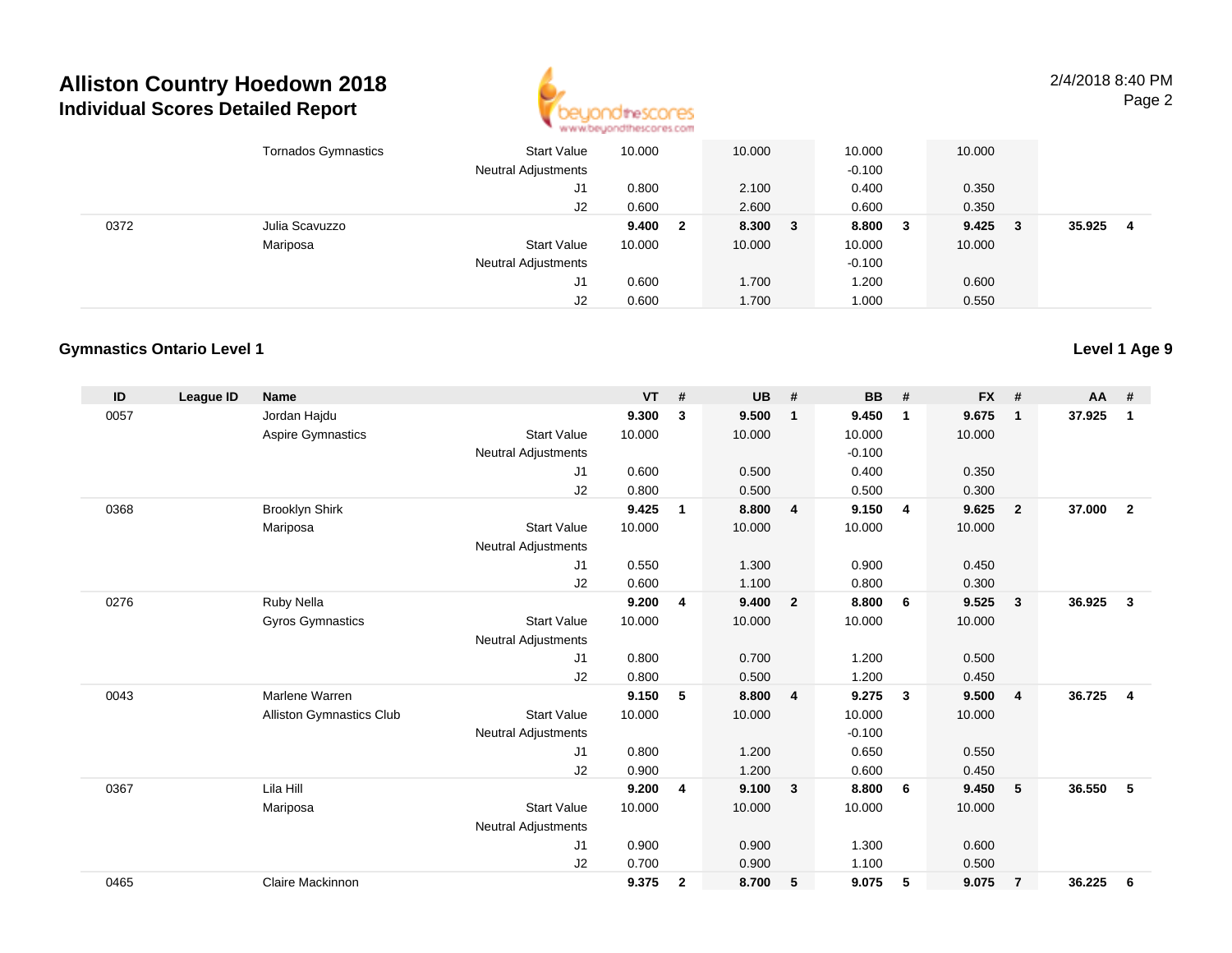# Alliston Country Hoedown 2018

## Individual Scores Detailed Report

| ID | League ID | Name | | VT | # | UB | # | BB | # | FX | # | AA | # |
|---|---|---|---|---|---|---|---|---|---|---|---|---|---|
| | | Tornados Gymnastics | Start Value | 10.000 | | 10.000 | | 10.000 | | 10.000 | | | |
| | | | Neutral Adjustments | | | | | -0.100 | | | | | |
| | | | J1 | 0.800 | | 2.100 | | 0.400 | | 0.350 | | | |
| | | | J2 | 0.600 | | 2.600 | | 0.600 | | 0.350 | | | |
| 0372 | | Julia Scavuzzo | | **9.400** | **2** | **8.300** | **3** | **8.800** | **3** | **9.425** | **3** | **35.925** | **4** |
| | | Mariposa | Start Value | 10.000 | | 10.000 | | 10.000 | | 10.000 | | | |
| | | | Neutral Adjustments | | | | | -0.100 | | | | | |
| | | | J1 | 0.600 | | 1.700 | | 1.200 | | 0.600 | | | |
| | | | J2 | 0.600 | | 1.700 | | 1.000 | | 0.550 | | | |

### Gymnastics Ontario Level 1

**Level 1 Age 9**

| ID | League ID | Name | | VT | # | UB | # | BB | # | FX | # | AA | # |
|---|---|---|---|---|---|---|---|---|---|---|---|---|---|
| 0057 | | Jordan Hajdu | | **9.300** | **3** | **9.500** | **1** | **9.450** | **1** | **9.675** | **1** | **37.925** | **1** |
| | | Aspire Gymnastics | Start Value | 10.000 | | 10.000 | | 10.000 | | 10.000 | | | |
| | | | Neutral Adjustments | | | | | -0.100 | | | | | |
| | | | J1 | 0.600 | | 0.500 | | 0.400 | | 0.350 | | | |
| | | | J2 | 0.800 | | 0.500 | | 0.500 | | 0.300 | | | |
| 0368 | | Brooklyn Shirk | | **9.425** | **1** | **8.800** | **4** | **9.150** | **4** | **9.625** | **2** | **37.000** | **2** |
| | | Mariposa | Start Value | 10.000 | | 10.000 | | 10.000 | | 10.000 | | | |
| | | | Neutral Adjustments | | | | | | | | | | |
| | | | J1 | 0.550 | | 1.300 | | 0.900 | | 0.450 | | | |
| | | | J2 | 0.600 | | 1.100 | | 0.800 | | 0.300 | | | |
| 0276 | | Ruby Nella | | **9.200** | **4** | **9.400** | **2** | **8.800** | **6** | **9.525** | **3** | **36.925** | **3** |
| | | Gyros Gymnastics | Start Value | 10.000 | | 10.000 | | 10.000 | | 10.000 | | | |
| | | | Neutral Adjustments | | | | | | | | | | |
| | | | J1 | 0.800 | | 0.700 | | 1.200 | | 0.500 | | | |
| | | | J2 | 0.800 | | 0.500 | | 1.200 | | 0.450 | | | |
| 0043 | | Marlene Warren | | **9.150** | **5** | **8.800** | **4** | **9.275** | **3** | **9.500** | **4** | **36.725** | **4** |
| | | Alliston Gymnastics Club | Start Value | 10.000 | | 10.000 | | 10.000 | | 10.000 | | | |
| | | | Neutral Adjustments | | | | | -0.100 | | | | | |
| | | | J1 | 0.800 | | 1.200 | | 0.650 | | 0.550 | | | |
| | | | J2 | 0.900 | | 1.200 | | 0.600 | | 0.450 | | | |
| 0367 | | Lila Hill | | **9.200** | **4** | **9.100** | **3** | **8.800** | **6** | **9.450** | **5** | **36.550** | **5** |
| | | Mariposa | Start Value | 10.000 | | 10.000 | | 10.000 | | 10.000 | | | |
| | | | Neutral Adjustments | | | | | | | | | | |
| | | | J1 | 0.900 | | 0.900 | | 1.300 | | 0.600 | | | |
| | | | J2 | 0.700 | | 0.900 | | 1.100 | | 0.500 | | | |
| 0465 | | Claire Mackinnon | | **9.375** | **2** | **8.700** | **5** | **9.075** | **5** | **9.075** | **7** | **36.225** | **6** |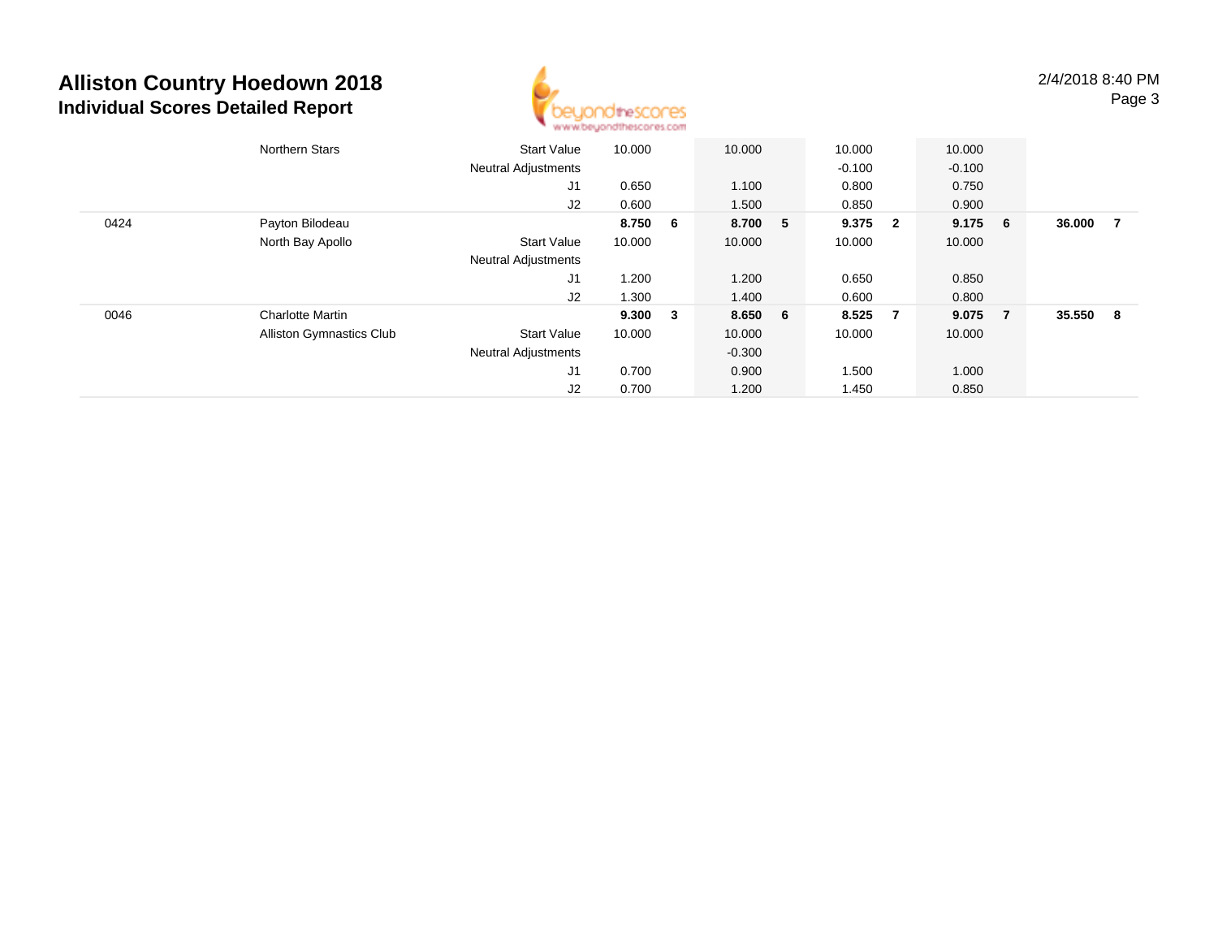# Alliston Country Hoedown 2018

## Individual Scores Detailed Report

| | | | | | | | | | | | | |
|---|---|---|---|---|---|---|---|---|---|---|---|---|
| | Northern Stars | Start Value | 10.000 | | 10.000 | | 10.000 | | 10.000 | | | |
| | | Neutral Adjustments | | | | | -0.100 | | -0.100 | | | |
| | | J1 | 0.650 | | 1.100 | | 0.800 | | 0.750 | | | |
| | | J2 | 0.600 | | 1.500 | | 0.850 | | 0.900 | | | |
| 0424 | Payton Bilodeau | | **8.750** | **6** | **8.700** | **5** | **9.375** | **2** | **9.175** | **6** | **36.000** | **7** |
| | North Bay Apollo | Start Value | 10.000 | | 10.000 | | 10.000 | | 10.000 | | | |
| | | Neutral Adjustments | | | | | | | | | | |
| | | J1 | 1.200 | | 1.200 | | 0.650 | | 0.850 | | | |
| | | J2 | 1.300 | | 1.400 | | 0.600 | | 0.800 | | | |
| 0046 | Charlotte Martin | | **9.300** | **3** | **8.650** | **6** | **8.525** | **7** | **9.075** | **7** | **35.550** | **8** |
| | Alliston Gymnastics Club | Start Value | 10.000 | | 10.000 | | 10.000 | | 10.000 | | | |
| | | Neutral Adjustments | | | -0.300 | | | | | | | |
| | | J1 | 0.700 | | 0.900 | | 1.500 | | 1.000 | | | |
| | | J2 | 0.700 | | 1.200 | | 1.450 | | 0.850 | | | |